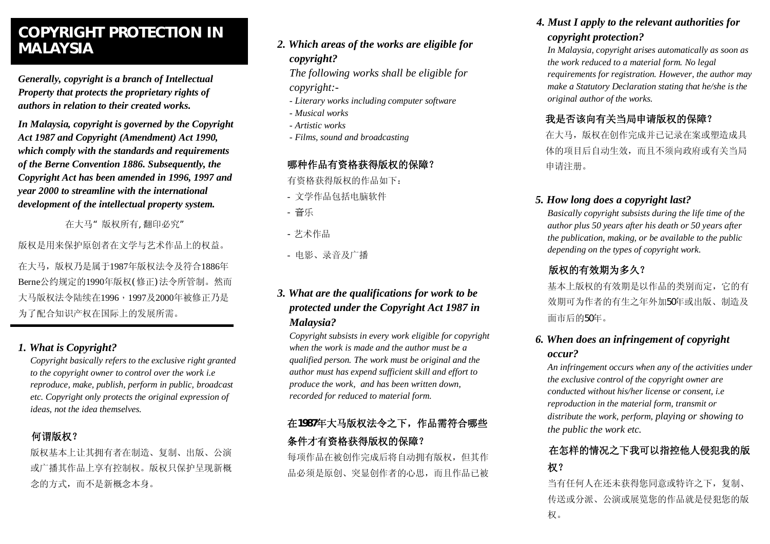# COPYRIGHT PROTECTION IN MALAYSIA

***Generally, copyright is a branch of Intellectual Property that protects the proprietary rights of authors in relation to their created works.***

***In Malaysia, copyright is governed by the Copyright Act 1987 and Copyright (Amendment) Act 1990, which comply with the standards and requirements of the Berne Convention 1886. Subsequently, the Copyright Act has been amended in 1996, 1997 and year 2000 to streamline with the international development of the intellectual property system.***

在大马“ 版权所有, 翻印必究”

版权是用来保护原创者在文学与艺术作品上的权益。

在大马，版权乃是属于1987年版权法令及符合1886年Berne公约规定的1990年版权( 修正) 法令所管制。然而大马版权法令陆续在1996，1997及2000年被修正乃是为了配合知识产权在国际上的发展所需。

### *1. What is Copyright?*

*Copyright basically refers to the exclusive right granted to the copyright owner to control over the work i.e reproduce, make, publish, perform in public, broadcast etc. Copyright only protects the original expression of ideas, not the idea themselves.*

### 何谓版权?

版权基本上让其拥有者在制造、复制、出版、公演或广播其作品上享有控制权。版权只保护呈现新概念的方式，而不是新概念本身。

### *2. Which areas of the works are eligible for copyright?*

*The following works shall be eligible for copyright:-*

- *Literary works including computer software*
- *Musical works*
- *Artistic works*
- *Films, sound and broadcasting*

### 哪种作品有资格获得版权的保障?

有资格获得版权的作品如下：

- 文学作品包括电脑软件
- 音乐
- 艺术作品
- 电影、录音及广播

### *3. What are the qualifications for work to be protected under the Copyright Act 1987 in Malaysia?*

*Copyright subsists in every work eligible for copyright when the work is made and the author must be a qualified person. The work must be original and the author must has expend sufficient skill and effort to produce the work, and has been written down, recorded for reduced to material form.*

### 在1987年大马版权法令之下，作品需符合哪些条件才有资格获得版权的保障?

每项作品在被创作完成后将自动拥有版权，但其作品必须是原创、突显创作者的心思，而且作品已被

### *4. Must I apply to the relevant authorities for copyright protection?*

*In Malaysia, copyright arises automatically as soon as the work reduced to a material form. No legal requirements for registration. However, the author may make a Statutory Declaration stating that he/she is the original author of the works.*

### 我是否该向有关当局申请版权的保障?

在大马，版权在创作完成并已记录在案或塑造成具体的项目后自动生效，而且不须向政府或有关当局申请注册。

### *5. How long does a copyright last?*

*Basically copyright subsists during the life time of the author plus 50 years after his death or 50 years after the publication, making, or be available to the public depending on the types of copyright work.*

### 版权的有效期为多久?

基本上版权的有效期是以作品的类别而定，它的有效期可为作者的有生之年外加50年或出版、制造及面市后的50年。

### *6. When does an infringement of copyright occur?*

*An infringement occurs when any of the activities under the exclusive control of the copyright owner are conducted without his/her license or consent, i.e reproduction in the material form, transmit or distribute the work, perform, playing or showing to the public the work etc.*

### 在怎样的情况之下我可以指控他人侵犯我的版权?

当有任何人在还未获得您同意或特许之下，复制、传送或分派、公演或展览您的作品就是侵犯您的版权。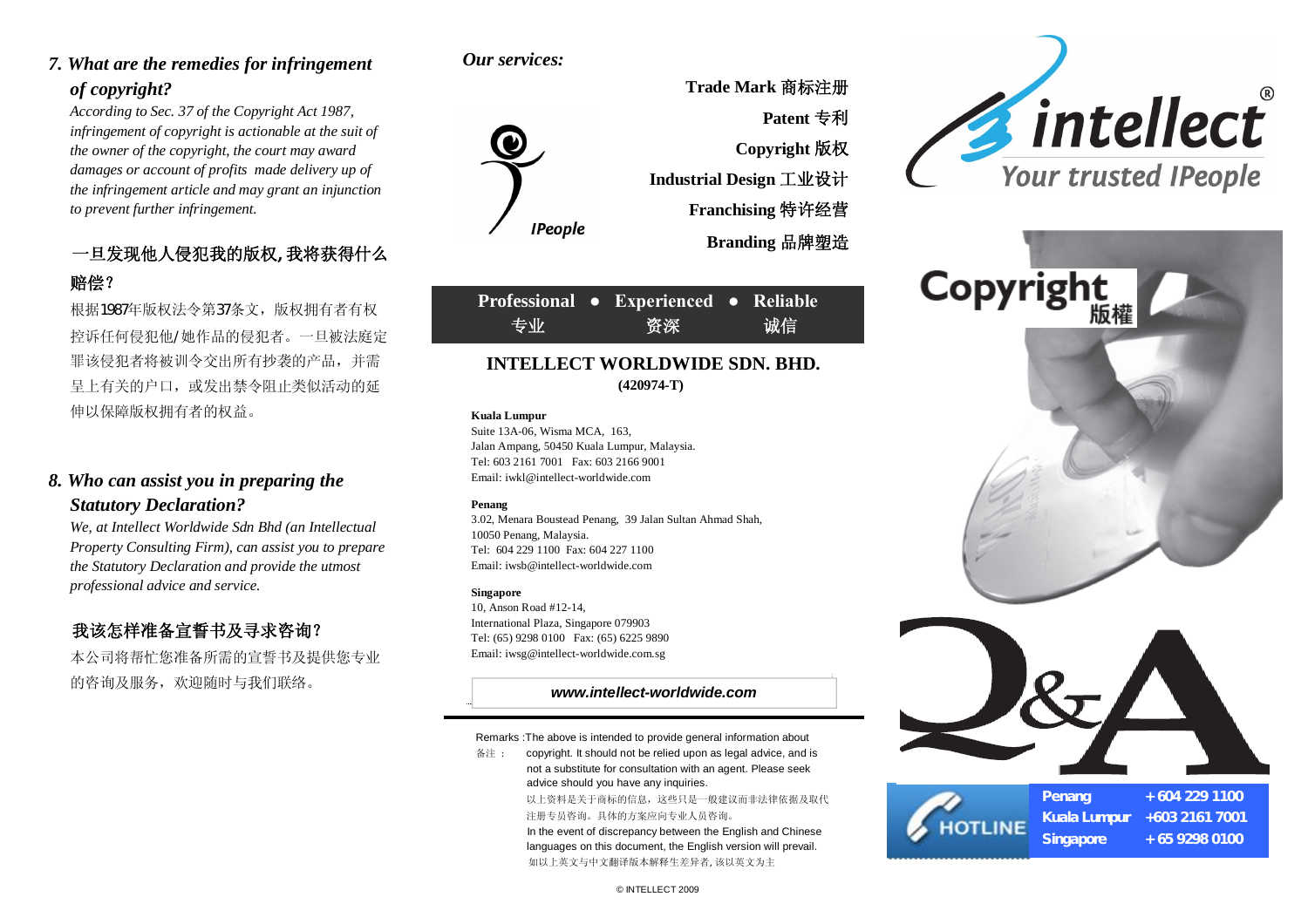### 7. What are the remedies for infringement of copyright?

*According to Sec. 37 of the Copyright Act 1987, infringement of copyright is actionable at the suit of the owner of the copyright, the court may award damages or account of profits made delivery up of the infringement article and may grant an injunction to prevent further infringement.*

### 一旦发现他人侵犯我的版权,我将获得什么赔偿?

根据1987年版权法令第37条文，版权拥有者有权控诉任何侵犯他/她作品的侵犯者。一旦被法庭定罪该侵犯者将被训令交出所有抄袭的产品，并需呈上有关的户口，或发出禁令阻止类似活动的延伸以保障版权拥有者的权益。

### 8. Who can assist you in preparing the Statutory Declaration?

*We, at Intellect Worldwide Sdn Bhd (an Intellectual Property Consulting Firm), can assist you to prepare the Statutory Declaration and provide the utmost professional advice and service.*

### 我该怎样准备宣誓书及寻求咨询?

本公司将帮忙您准备所需的宣誓书及提供您专业的咨询及服务，欢迎随时与我们联络。

***Our services:***

**Trade Mark 商标注册**

**Patent 专利**

**Copyright 版权**

**Industrial Design 工业设计**

**Franchising 特许经营**

**Branding 品牌塑造**

IPeople

**Professional • Experienced • Reliable**
**专业 资深 诚信**

## INTELLECT WORLDWIDE SDN. BHD.

**(420974-T)**

**Kuala Lumpur**
Suite 13A-06, Wisma MCA, 163,
Jalan Ampang, 50450 Kuala Lumpur, Malaysia.
Tel: 603 2161 7001 Fax: 603 2166 9001
Email: iwkl@intellect-worldwide.com

**Penang**
3.02, Menara Boustead Penang, 39 Jalan Sultan Ahmad Shah,
10050 Penang, Malaysia.
Tel: 604 229 1100 Fax: 604 227 1100
Email: iwsb@intellect-worldwide.com

**Singapore**
10, Anson Road #12-14,
International Plaza, Singapore 079903
Tel: (65) 9298 0100 Fax: (65) 6225 9890
Email: iwsg@intellect-worldwide.com.sg

***www.intellect-worldwide.com***

Remarks :The above is intended to provide general information about copyright. It should not be relied upon as legal advice, and is not a substitute for consultation with an agent. Please seek advice should you have any inquiries.

备注：以上资料是关于商标的信息，这些只是一般建议而非法律依据及取代注册专员咨询。具体的方案应向专业人员咨询。

In the event of discrepancy between the English and Chinese languages on this document, the English version will prevail.

如以上英文与中文翻译版本解释生差异者,该以英文为主

© INTELLECT 2009

intellect®
*Your trusted IPeople*

**Copyright 版權**

**Q&A**

**HOTLINE**

| | |
|---|---|
| Penang | + 604 229 1100 |
| Kuala Lumpur | +603 2161 7001 |
| Singapore | + 65 9298 0100 |